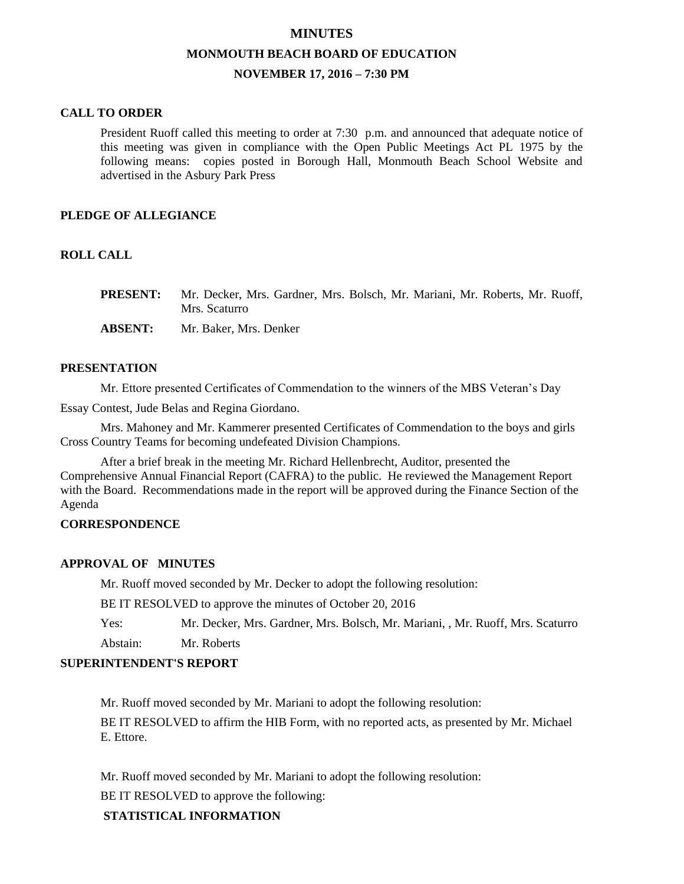# MINUTES

## MONMOUTH BEACH BOARD OF EDUCATION

### NOVEMBER 17, 2016 – 7:30 PM

**CALL TO ORDER**

President Ruoff called this meeting to order at 7:30 p.m. and announced that adequate notice of this meeting was given in compliance with the Open Public Meetings Act PL 1975 by the following means: copies posted in Borough Hall, Monmouth Beach School Website and advertised in the Asbury Park Press

**PLEDGE OF ALLEGIANCE**

**ROLL CALL**

**PRESENT:** Mr. Decker, Mrs. Gardner, Mrs. Bolsch, Mr. Mariani, Mr. Roberts, Mr. Ruoff, Mrs. Scaturro

**ABSENT:** Mr. Baker, Mrs. Denker

**PRESENTATION**

Mr. Ettore presented Certificates of Commendation to the winners of the MBS Veteran's Day Essay Contest, Jude Belas and Regina Giordano.

Mrs. Mahoney and Mr. Kammerer presented Certificates of Commendation to the boys and girls Cross Country Teams for becoming undefeated Division Champions.

After a brief break in the meeting Mr. Richard Hellenbrecht, Auditor, presented the Comprehensive Annual Financial Report (CAFRA) to the public. He reviewed the Management Report with the Board. Recommendations made in the report will be approved during the Finance Section of the Agenda

**CORRESPONDENCE**

**APPROVAL OF MINUTES**

Mr. Ruoff moved seconded by Mr. Decker to adopt the following resolution:

BE IT RESOLVED to approve the minutes of October 20, 2016

Yes: Mr. Decker, Mrs. Gardner, Mrs. Bolsch, Mr. Mariani, , Mr. Ruoff, Mrs. Scaturro

Abstain: Mr. Roberts

**SUPERINTENDENT'S REPORT**

Mr. Ruoff moved seconded by Mr. Mariani to adopt the following resolution:

BE IT RESOLVED to affirm the HIB Form, with no reported acts, as presented by Mr. Michael E. Ettore.

Mr. Ruoff moved seconded by Mr. Mariani to adopt the following resolution:

BE IT RESOLVED to approve the following:

**STATISTICAL INFORMATION**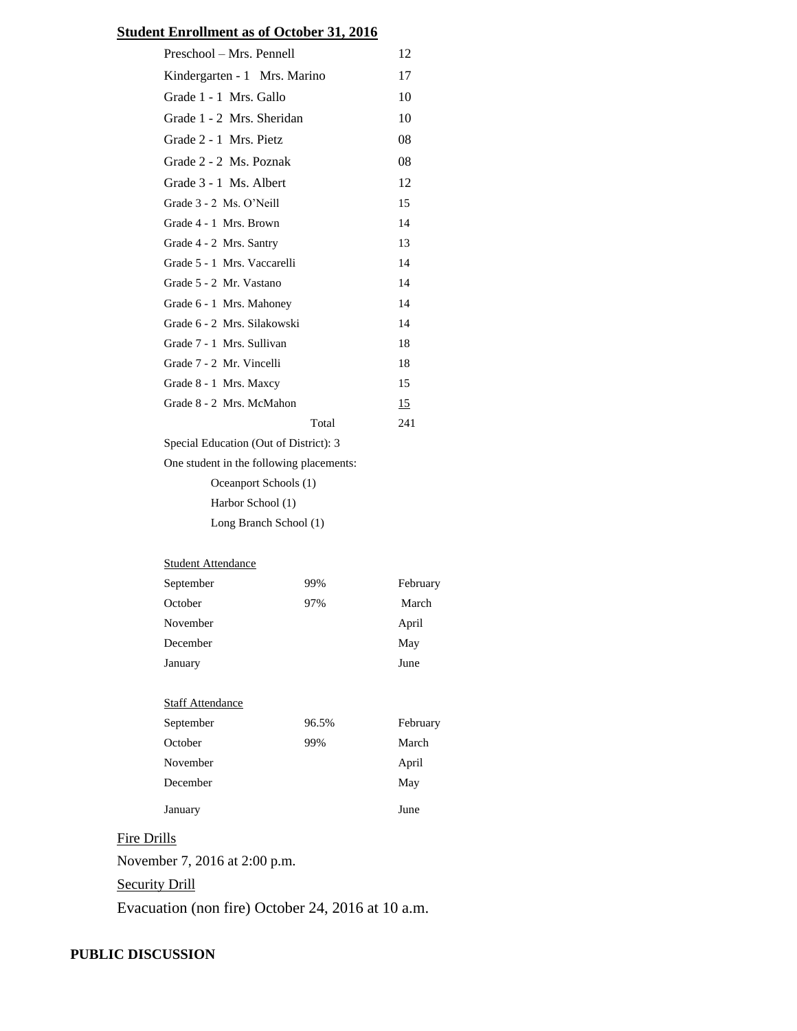**Student Enrollment as of October 31, 2016**

| Class | Enrollment |
|---|---|
| Preschool – Mrs. Pennell | 12 |
| Kindergarten - 1 Mrs. Marino | 17 |
| Grade 1 - 1 Mrs. Gallo | 10 |
| Grade 1 - 2 Mrs. Sheridan | 10 |
| Grade 2 - 1 Mrs. Pietz | 08 |
| Grade 2 - 2 Ms. Poznak | 08 |
| Grade 3 - 1 Ms. Albert | 12 |
| Grade 3 - 2 Ms. O'Neill | 15 |
| Grade 4 - 1 Mrs. Brown | 14 |
| Grade 4 - 2 Mrs. Santry | 13 |
| Grade 5 - 1 Mrs. Vaccarelli | 14 |
| Grade 5 - 2 Mr. Vastano | 14 |
| Grade 6 - 1 Mrs. Mahoney | 14 |
| Grade 6 - 2 Mrs. Silakowski | 14 |
| Grade 7 - 1 Mrs. Sullivan | 18 |
| Grade 7 - 2 Mr. Vincelli | 18 |
| Grade 8 - 1 Mrs. Maxcy | 15 |
| Grade 8 - 2 Mrs. McMahon | 15 |
| Total | 241 |

Special Education (Out of District): 3

One student in the following placements:

- Oceanport Schools (1)
- Harbor School (1)
- Long Branch School (1)

Student Attendance

| Month | % | Month |
|---|---|---|
| September | 99% | February |
| October | 97% | March |
| November | | April |
| December | | May |
| January | | June |

Staff Attendance

| Month | % | Month |
|---|---|---|
| September | 96.5% | February |
| October | 99% | March |
| November | | April |
| December | | May |
| January | | June |

Fire Drills

November 7, 2016 at 2:00 p.m.

Security Drill

Evacuation (non fire) October 24, 2016 at 10 a.m.

**PUBLIC DISCUSSION**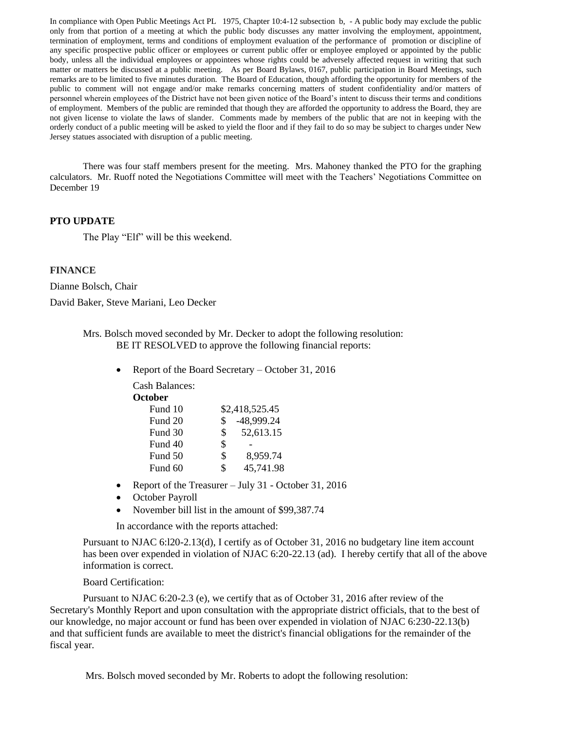In compliance with Open Public Meetings Act PL 1975, Chapter 10:4-12 subsection b, - A public body may exclude the public only from that portion of a meeting at which the public body discusses any matter involving the employment, appointment, termination of employment, terms and conditions of employment evaluation of the performance of promotion or discipline of any specific prospective public officer or employees or current public offer or employee employed or appointed by the public body, unless all the individual employees or appointees whose rights could be adversely affected request in writing that such matter or matters be discussed at a public meeting. As per Board Bylaws, 0167, public participation in Board Meetings, such remarks are to be limited to five minutes duration. The Board of Education, though affording the opportunity for members of the public to comment will not engage and/or make remarks concerning matters of student confidentiality and/or matters of personnel wherein employees of the District have not been given notice of the Board's intent to discuss their terms and conditions of employment. Members of the public are reminded that though they are afforded the opportunity to address the Board, they are not given license to violate the laws of slander. Comments made by members of the public that are not in keeping with the orderly conduct of a public meeting will be asked to yield the floor and if they fail to do so may be subject to charges under New Jersey statues associated with disruption of a public meeting.

There was four staff members present for the meeting. Mrs. Mahoney thanked the PTO for the graphing calculators. Mr. Ruoff noted the Negotiations Committee will meet with the Teachers' Negotiations Committee on December 19

**PTO UPDATE**

The Play "Elf" will be this weekend.

**FINANCE**

Dianne Bolsch, Chair

David Baker, Steve Mariani, Leo Decker

Mrs. Bolsch moved seconded by Mr. Decker to adopt the following resolution:
BE IT RESOLVED to approve the following financial reports:

- Report of the Board Secretary – October 31, 2016

  Cash Balances:
  **October**

  | | |
  |---|---|
  | Fund 10 | $2,418,525.45 |
  | Fund 20 | $ -48,999.24 |
  | Fund 30 | $ 52,613.15 |
  | Fund 40 | $ - |
  | Fund 50 | $ 8,959.74 |
  | Fund 60 | $ 45,741.98 |

- Report of the Treasurer – July 31 - October 31, 2016
- October Payroll
- November bill list in the amount of $99,387.74

In accordance with the reports attached:

Pursuant to NJAC 6:l20-2.13(d), I certify as of October 31, 2016 no budgetary line item account has been over expended in violation of NJAC 6:20-22.13 (ad). I hereby certify that all of the above information is correct.

Board Certification:

Pursuant to NJAC 6:20-2.3 (e), we certify that as of October 31, 2016 after review of the Secretary's Monthly Report and upon consultation with the appropriate district officials, that to the best of our knowledge, no major account or fund has been over expended in violation of NJAC 6:230-22.13(b) and that sufficient funds are available to meet the district's financial obligations for the remainder of the fiscal year.

Mrs. Bolsch moved seconded by Mr. Roberts to adopt the following resolution: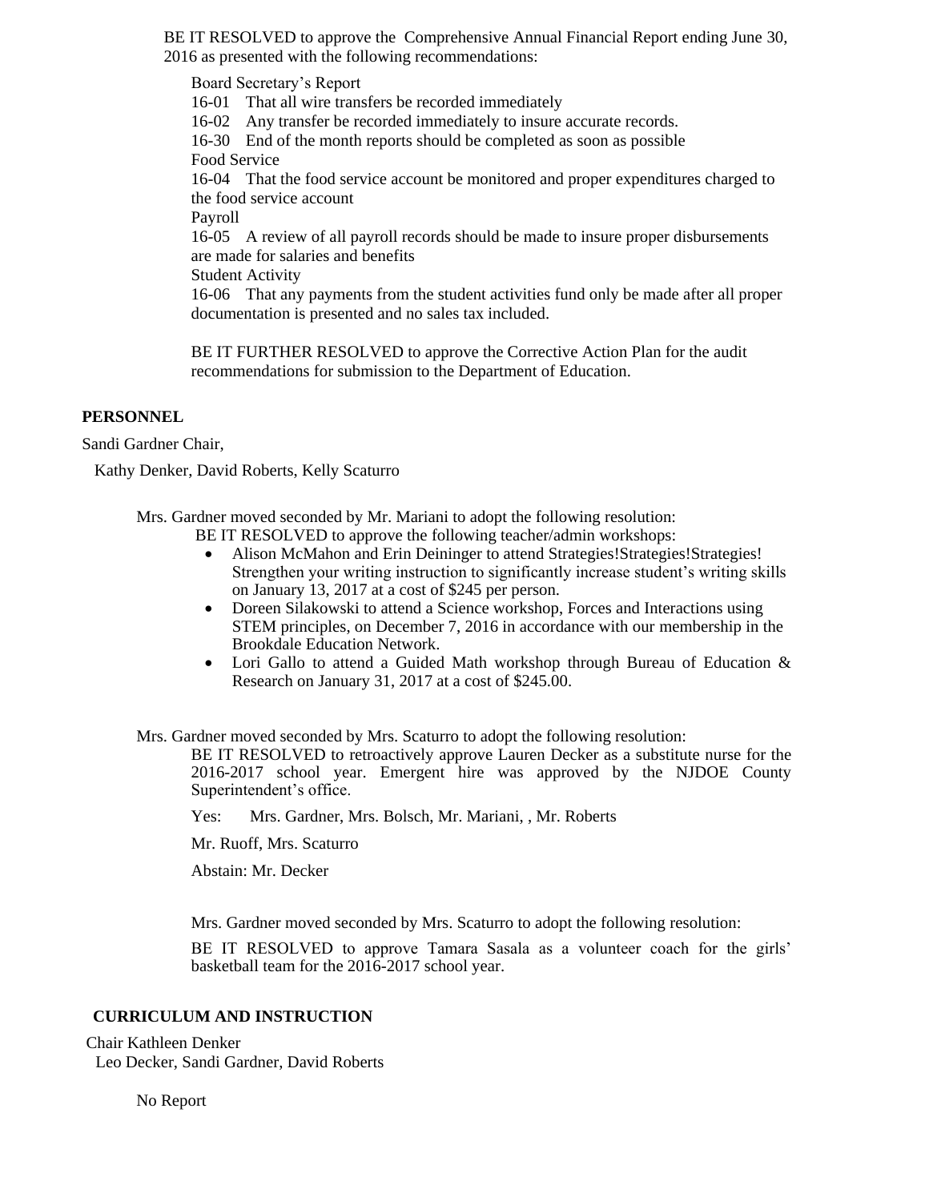BE IT RESOLVED to approve the Comprehensive Annual Financial Report ending June 30, 2016 as presented with the following recommendations:

Board Secretary's Report

16-01 That all wire transfers be recorded immediately

16-02 Any transfer be recorded immediately to insure accurate records.

16-30 End of the month reports should be completed as soon as possible

Food Service

16-04 That the food service account be monitored and proper expenditures charged to the food service account

Payroll

16-05 A review of all payroll records should be made to insure proper disbursements are made for salaries and benefits

Student Activity

16-06 That any payments from the student activities fund only be made after all proper documentation is presented and no sales tax included.

BE IT FURTHER RESOLVED to approve the Corrective Action Plan for the audit recommendations for submission to the Department of Education.

**PERSONNEL**

Sandi Gardner Chair,

Kathy Denker, David Roberts, Kelly Scaturro

Mrs. Gardner moved seconded by Mr. Mariani to adopt the following resolution:

BE IT RESOLVED to approve the following teacher/admin workshops:

- Alison McMahon and Erin Deininger to attend Strategies!Strategies!Strategies! Strengthen your writing instruction to significantly increase student's writing skills on January 13, 2017 at a cost of $245 per person.
- Doreen Silakowski to attend a Science workshop, Forces and Interactions using STEM principles, on December 7, 2016 in accordance with our membership in the Brookdale Education Network.
- Lori Gallo to attend a Guided Math workshop through Bureau of Education & Research on January 31, 2017 at a cost of $245.00.

Mrs. Gardner moved seconded by Mrs. Scaturro to adopt the following resolution:

BE IT RESOLVED to retroactively approve Lauren Decker as a substitute nurse for the 2016-2017 school year. Emergent hire was approved by the NJDOE County Superintendent's office.

Yes: Mrs. Gardner, Mrs. Bolsch, Mr. Mariani, , Mr. Roberts

Mr. Ruoff, Mrs. Scaturro

Abstain: Mr. Decker

Mrs. Gardner moved seconded by Mrs. Scaturro to adopt the following resolution:

BE IT RESOLVED to approve Tamara Sasala as a volunteer coach for the girls' basketball team for the 2016-2017 school year.

**CURRICULUM AND INSTRUCTION**

Chair Kathleen Denker

Leo Decker, Sandi Gardner, David Roberts

No Report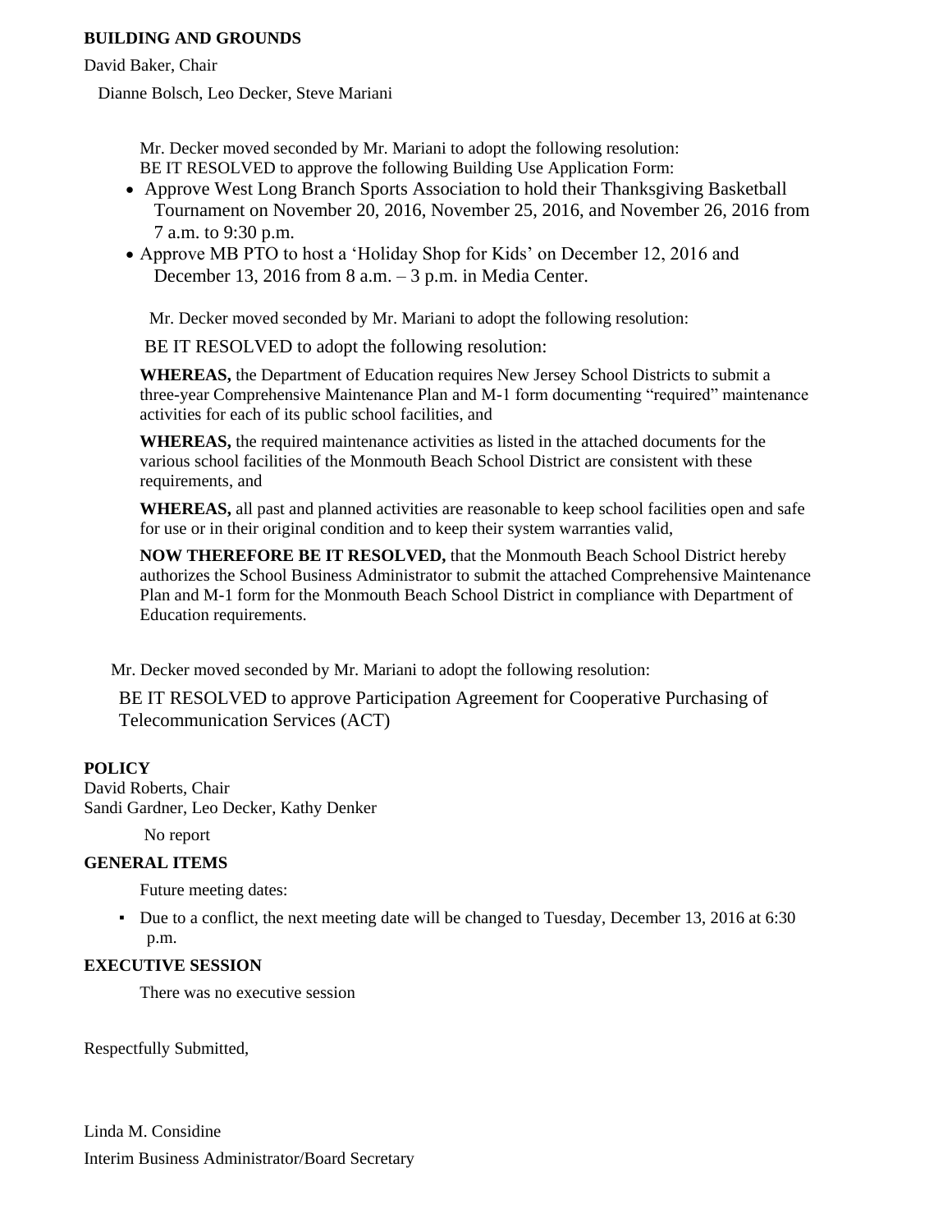**BUILDING AND GROUNDS**

David Baker, Chair

Dianne Bolsch, Leo Decker, Steve Mariani

Mr. Decker moved seconded by Mr. Mariani to adopt the following resolution:
BE IT RESOLVED to approve the following Building Use Application Form:

- Approve West Long Branch Sports Association to hold their Thanksgiving Basketball Tournament on November 20, 2016, November 25, 2016, and November 26, 2016 from 7 a.m. to 9:30 p.m.
- Approve MB PTO to host a 'Holiday Shop for Kids' on December 12, 2016 and December 13, 2016 from 8 a.m. – 3 p.m. in Media Center.

Mr. Decker moved seconded by Mr. Mariani to adopt the following resolution:

BE IT RESOLVED to adopt the following resolution:

**WHEREAS,** the Department of Education requires New Jersey School Districts to submit a three-year Comprehensive Maintenance Plan and M-1 form documenting "required" maintenance activities for each of its public school facilities, and

**WHEREAS,** the required maintenance activities as listed in the attached documents for the various school facilities of the Monmouth Beach School District are consistent with these requirements, and

**WHEREAS,** all past and planned activities are reasonable to keep school facilities open and safe for use or in their original condition and to keep their system warranties valid,

**NOW THEREFORE BE IT RESOLVED,** that the Monmouth Beach School District hereby authorizes the School Business Administrator to submit the attached Comprehensive Maintenance Plan and M-1 form for the Monmouth Beach School District in compliance with Department of Education requirements.

Mr. Decker moved seconded by Mr. Mariani to adopt the following resolution:

BE IT RESOLVED to approve Participation Agreement for Cooperative Purchasing of Telecommunication Services (ACT)

**POLICY**

David Roberts, Chair
Sandi Gardner, Leo Decker, Kathy Denker

No report

**GENERAL ITEMS**

Future meeting dates:

- Due to a conflict, the next meeting date will be changed to Tuesday, December 13, 2016 at 6:30 p.m.

**EXECUTIVE SESSION**

There was no executive session

Respectfully Submitted,

Linda M. Considine
Interim Business Administrator/Board Secretary